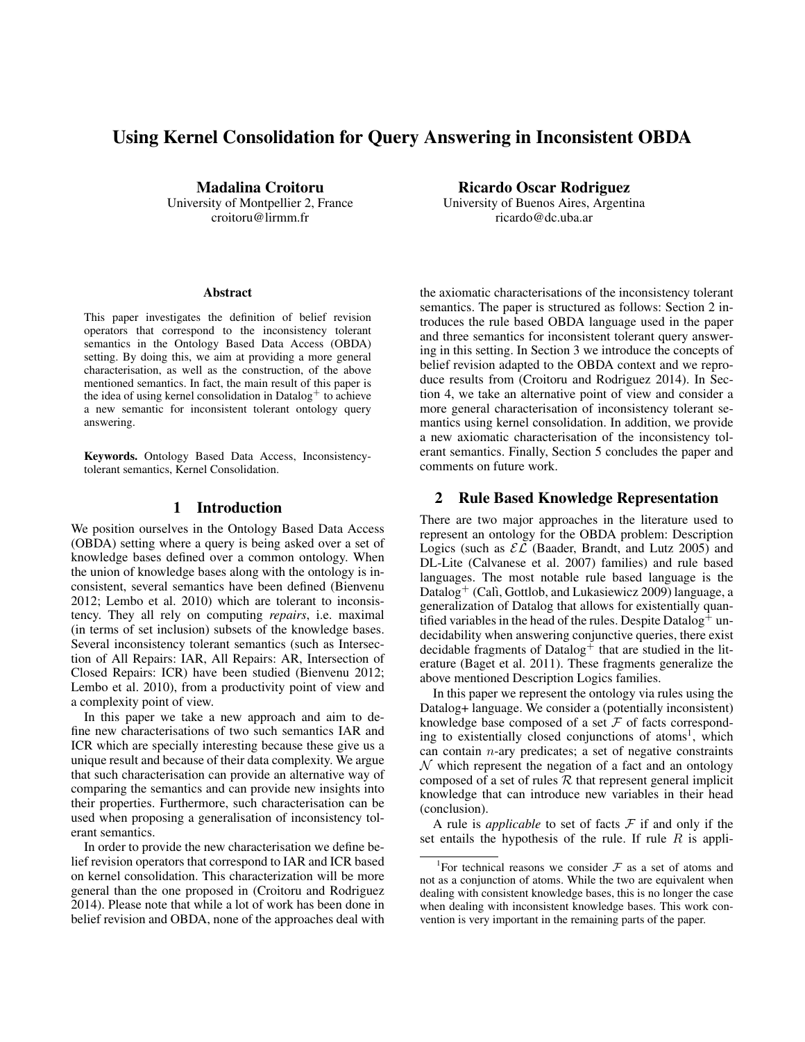# Using Kernel Consolidation for Query Answering in Inconsistent OBDA

**Madalina Croitoru**
University of Montpellier 2, France
croitoru@lirmm.fr

**Ricardo Oscar Rodriguez**
University of Buenos Aires, Argentina
ricardo@dc.uba.ar

### Abstract

This paper investigates the definition of belief revision operators that correspond to the inconsistency tolerant semantics in the Ontology Based Data Access (OBDA) setting. By doing this, we aim at providing a more general characterisation, as well as the construction, of the above mentioned semantics. In fact, the main result of this paper is the idea of using kernel consolidation in Datalog$^+$ to achieve a new semantic for inconsistent tolerant ontology query answering.

**Keywords.** Ontology Based Data Access, Inconsistency-tolerant semantics, Kernel Consolidation.

## 1 Introduction

We position ourselves in the Ontology Based Data Access (OBDA) setting where a query is being asked over a set of knowledge bases defined over a common ontology. When the union of knowledge bases along with the ontology is inconsistent, several semantics have been defined (Bienvenu 2012; Lembo et al. 2010) which are tolerant to inconsistency. They all rely on computing *repairs*, i.e. maximal (in terms of set inclusion) subsets of the knowledge bases. Several inconsistency tolerant semantics (such as Intersection of All Repairs: IAR, All Repairs: AR, Intersection of Closed Repairs: ICR) have been studied (Bienvenu 2012; Lembo et al. 2010), from a productivity point of view and a complexity point of view.

In this paper we take a new approach and aim to define new characterisations of two such semantics IAR and ICR which are specially interesting because these give us a unique result and because of their data complexity. We argue that such characterisation can provide an alternative way of comparing the semantics and can provide new insights into their properties. Furthermore, such characterisation can be used when proposing a generalisation of inconsistency tolerant semantics.

In order to provide the new characterisation we define belief revision operators that correspond to IAR and ICR based on kernel consolidation. This characterization will be more general than the one proposed in (Croitoru and Rodriguez 2014). Please note that while a lot of work has been done in belief revision and OBDA, none of the approaches deal with the axiomatic characterisations of the inconsistency tolerant semantics. The paper is structured as follows: Section 2 introduces the rule based OBDA language used in the paper and three semantics for inconsistent tolerant query answering in this setting. In Section 3 we introduce the concepts of belief revision adapted to the OBDA context and we reproduce results from (Croitoru and Rodriguez 2014). In Section 4, we take an alternative point of view and consider a more general characterisation of inconsistency tolerant semantics using kernel consolidation. In addition, we provide a new axiomatic characterisation of the inconsistency tolerant semantics. Finally, Section 5 concludes the paper and comments on future work.

## 2 Rule Based Knowledge Representation

There are two major approaches in the literature used to represent an ontology for the OBDA problem: Description Logics (such as $\mathcal{EL}$ (Baader, Brandt, and Lutz 2005) and DL-Lite (Calvanese et al. 2007) families) and rule based languages. The most notable rule based language is the Datalog$^+$ (Calì, Gottlob, and Lukasiewicz 2009) language, a generalization of Datalog that allows for existentially quantified variables in the head of the rules. Despite Datalog$^+$ undecidability when answering conjunctive queries, there exist decidable fragments of Datalog$^+$ that are studied in the literature (Baget et al. 2011). These fragments generalize the above mentioned Description Logics families.

In this paper we represent the ontology via rules using the Datalog+ language. We consider a (potentially inconsistent) knowledge base composed of a set $\mathcal{F}$ of facts corresponding to existentially closed conjunctions of atoms[1], which can contain $n$-ary predicates; a set of negative constraints $\mathcal{N}$ which represent the negation of a fact and an ontology composed of a set of rules $\mathcal{R}$ that represent general implicit knowledge that can introduce new variables in their head (conclusion).

A rule is *applicable* to set of facts $\mathcal{F}$ if and only if the set entails the hypothesis of the rule. If rule $R$ is appli-

[1]For technical reasons we consider $\mathcal{F}$ as a set of atoms and not as a conjunction of atoms. While the two are equivalent when dealing with consistent knowledge bases, this is no longer the case when dealing with inconsistent knowledge bases. This work convention is very important in the remaining parts of the paper.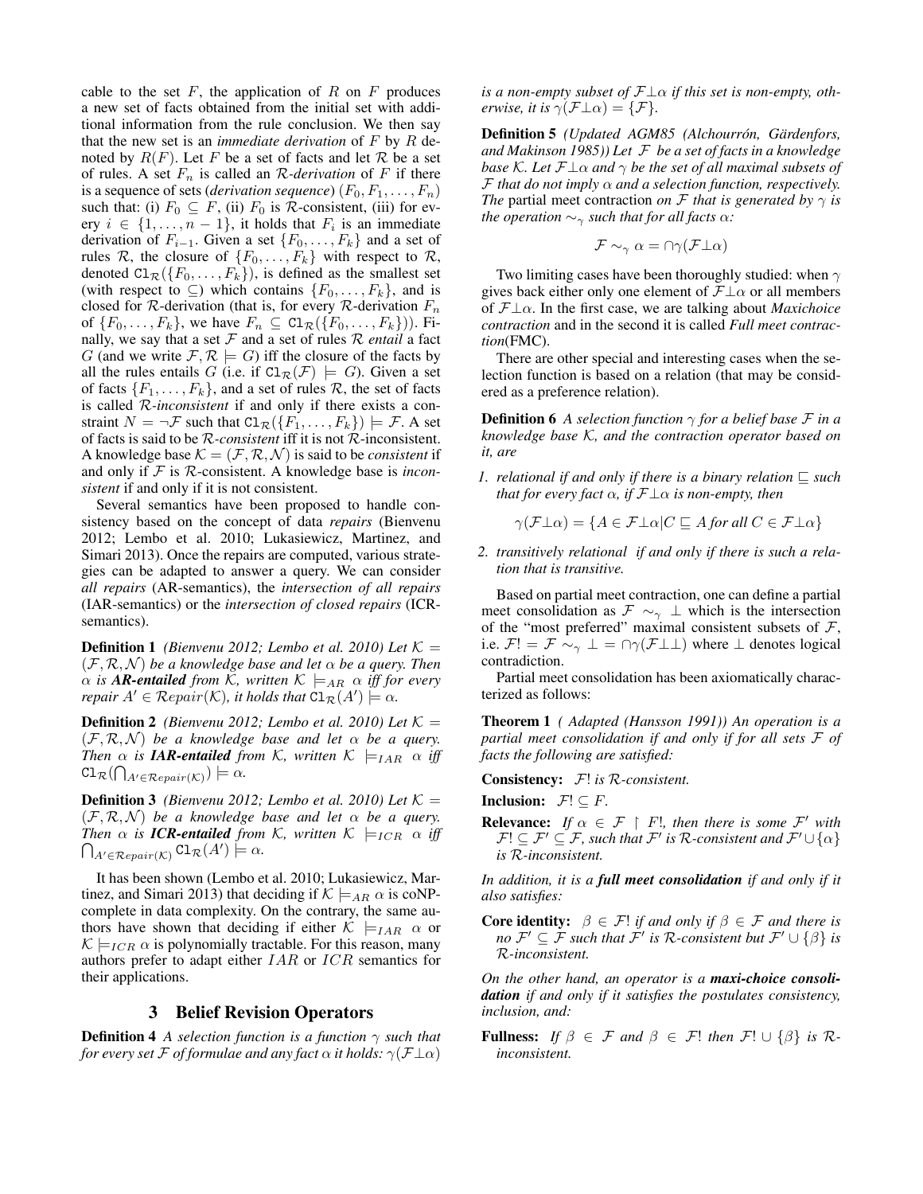cable to the set $F$, the application of $R$ on $F$ produces a new set of facts obtained from the initial set with additional information from the rule conclusion. We then say that the new set is an *immediate derivation* of $F$ by $R$ denoted by $R(F)$. Let $F$ be a set of facts and let $\mathcal{R}$ be a set of rules. A set $F_n$ is called an $\mathcal{R}$-*derivation* of $F$ if there is a sequence of sets (*derivation sequence*) $(F_0, F_1, \ldots, F_n)$ such that: (i) $F_0 \subseteq F$, (ii) $F_0$ is $\mathcal{R}$-consistent, (iii) for every $i \in \{1, \ldots, n-1\}$, it holds that $F_i$ is an immediate derivation of $F_{i-1}$. Given a set $\{F_0, \ldots, F_k\}$ and a set of rules $\mathcal{R}$, the closure of $\{F_0, \ldots, F_k\}$ with respect to $\mathcal{R}$, denoted $\mathtt{Cl}_{\mathcal{R}}(\{F_0, \ldots, F_k\})$, is defined as the smallest set (with respect to $\subseteq$) which contains $\{F_0, \ldots, F_k\}$, and is closed for $\mathcal{R}$-derivation (that is, for every $\mathcal{R}$-derivation $F_n$ of $\{F_0, \ldots, F_k\}$, we have $F_n \subseteq \mathtt{Cl}_{\mathcal{R}}(\{F_0, \ldots, F_k\})$). Finally, we say that a set $\mathcal{F}$ and a set of rules $\mathcal{R}$ *entail* a fact $G$ (and we write $\mathcal{F}, \mathcal{R} \models G$) iff the closure of the facts by all the rules entails $G$ (i.e. if $\mathtt{Cl}_{\mathcal{R}}(\mathcal{F}) \models G$). Given a set of facts $\{F_1, \ldots, F_k\}$, and a set of rules $\mathcal{R}$, the set of facts is called $\mathcal{R}$-*inconsistent* if and only if there exists a constraint $N = \neg\mathcal{F}$ such that $\mathtt{Cl}_{\mathcal{R}}(\{F_1, \ldots, F_k\}) \models \mathcal{F}$. A set of facts is said to be $\mathcal{R}$-*consistent* iff it is not $\mathcal{R}$-inconsistent. A knowledge base $\mathcal{K} = (\mathcal{F}, \mathcal{R}, \mathcal{N})$ is said to be *consistent* if and only if $\mathcal{F}$ is $\mathcal{R}$-consistent. A knowledge base is *inconsistent* if and only if it is not consistent.

Several semantics have been proposed to handle consistency based on the concept of data *repairs* (Bienvenu 2012; Lembo et al. 2010; Lukasiewicz, Martinez, and Simari 2013). Once the repairs are computed, various strategies can be adapted to answer a query. We can consider *all repairs* (AR-semantics), the *intersection of all repairs* (IAR-semantics) or the *intersection of closed repairs* (ICR-semantics).

**Definition 1** *(Bienvenu 2012; Lembo et al. 2010) Let $\mathcal{K} = (\mathcal{F}, \mathcal{R}, \mathcal{N})$ be a knowledge base and let $\alpha$ be a query. Then $\alpha$ is **AR-entailed** from $\mathcal{K}$, written $\mathcal{K} \models_{AR} \alpha$ iff for every repair $A' \in \mathcal{R}epair(\mathcal{K})$, it holds that $\mathtt{Cl}_{\mathcal{R}}(A') \models \alpha$.*

**Definition 2** *(Bienvenu 2012; Lembo et al. 2010) Let $\mathcal{K} = (\mathcal{F}, \mathcal{R}, \mathcal{N})$ be a knowledge base and let $\alpha$ be a query. Then $\alpha$ is **IAR-entailed** from $\mathcal{K}$, written $\mathcal{K} \models_{IAR} \alpha$ iff $\mathtt{Cl}_{\mathcal{R}}(\bigcap_{A' \in \mathcal{R}epair(\mathcal{K})}) \models \alpha$.*

**Definition 3** *(Bienvenu 2012; Lembo et al. 2010) Let $\mathcal{K} = (\mathcal{F}, \mathcal{R}, \mathcal{N})$ be a knowledge base and let $\alpha$ be a query. Then $\alpha$ is **ICR-entailed** from $\mathcal{K}$, written $\mathcal{K} \models_{ICR} \alpha$ iff $\bigcap_{A' \in \mathcal{R}epair(\mathcal{K})} \mathtt{Cl}_{\mathcal{R}}(A') \models \alpha$.*

It has been shown (Lembo et al. 2010; Lukasiewicz, Martinez, and Simari 2013) that deciding if $\mathcal{K} \models_{AR} \alpha$ is coNP-complete in data complexity. On the contrary, the same authors have shown that deciding if either $\mathcal{K} \models_{IAR} \alpha$ or $\mathcal{K} \models_{ICR} \alpha$ is polynomially tractable. For this reason, many authors prefer to adapt either $IAR$ or $ICR$ semantics for their applications.

## 3 Belief Revision Operators

**Definition 4** *A selection function is a function $\gamma$ such that for every set $\mathcal{F}$ of formulae and any fact $\alpha$ it holds: $\gamma(\mathcal{F} \perp \alpha)$ is a non-empty subset of $\mathcal{F} \perp \alpha$ if this set is non-empty, otherwise, it is $\gamma(\mathcal{F} \perp \alpha) = \{\mathcal{F}\}$.*

**Definition 5** *(Updated AGM85 (Alchourrón, Gärdenfors, and Makinson 1985)) Let $\mathcal{F}$ be a set of facts in a knowledge base $\mathcal{K}$. Let $\mathcal{F} \perp \alpha$ and $\gamma$ be the set of all maximal subsets of $\mathcal{F}$ that do not imply $\alpha$ and a selection function, respectively. The* partial meet contraction *on $\mathcal{F}$ that is generated by $\gamma$ is the operation $\sim_\gamma$ such that for all facts $\alpha$:*

$$\mathcal{F} \sim_\gamma \alpha = \cap\gamma(\mathcal{F} \perp \alpha)$$

Two limiting cases have been thoroughly studied: when $\gamma$ gives back either only one element of $\mathcal{F} \perp \alpha$ or all members of $\mathcal{F} \perp \alpha$. In the first case, we are talking about *Maxichoice contraction* and in the second it is called *Full meet contraction*(FMC).

There are other special and interesting cases when the selection function is based on a relation (that may be considered as a preference relation).

**Definition 6** *A selection function $\gamma$ for a belief base $\mathcal{F}$ in a knowledge base $\mathcal{K}$, and the contraction operator based on it, are*

1. *relational if and only if there is a binary relation $\sqsubseteq$ such that for every fact $\alpha$, if $\mathcal{F} \perp \alpha$ is non-empty, then*

$$\gamma(\mathcal{F} \perp \alpha) = \{A \in \mathcal{F} \perp \alpha | C \sqsubseteq A \text{ for all } C \in \mathcal{F} \perp \alpha\}$$

2. *transitively relational if and only if there is such a relation that is transitive.*

Based on partial meet contraction, one can define a partial meet consolidation as $\mathcal{F} \sim_\gamma \perp$ which is the intersection of the "most preferred" maximal consistent subsets of $\mathcal{F}$, i.e. $\mathcal{F}! = \mathcal{F} \sim_\gamma \perp = \cap\gamma(\mathcal{F} \perp \perp)$ where $\perp$ denotes logical contradiction.

Partial meet consolidation has been axiomatically characterized as follows:

**Theorem 1** *( Adapted (Hansson 1991)) An operation is a partial meet consolidation if and only if for all sets $\mathcal{F}$ of facts the following are satisfied:*

**Consistency:** *$\mathcal{F}!$ is $\mathcal{R}$-consistent.*

**Inclusion:** *$\mathcal{F}! \subseteq F$.*

**Relevance:** *If $\alpha \in \mathcal{F} \upharpoonright F!$, then there is some $\mathcal{F}'$ with $\mathcal{F}! \subseteq \mathcal{F}' \subseteq \mathcal{F}$, such that $\mathcal{F}'$ is $\mathcal{R}$-consistent and $\mathcal{F}' \cup \{\alpha\}$ is $\mathcal{R}$-inconsistent.*

*In addition, it is a **full meet consolidation** if and only if it also satisfies:*

**Core identity:** *$\beta \in \mathcal{F}!$ if and only if $\beta \in \mathcal{F}$ and there is no $\mathcal{F}' \subseteq \mathcal{F}$ such that $\mathcal{F}'$ is $\mathcal{R}$-consistent but $\mathcal{F}' \cup \{\beta\}$ is $\mathcal{R}$-inconsistent.*

*On the other hand, an operator is a **maxi-choice consolidation** if and only if it satisfies the postulates consistency, inclusion, and:*

**Fullness:** *If $\beta \in \mathcal{F}$ and $\beta \in \mathcal{F}!$ then $\mathcal{F}! \cup \{\beta\}$ is $\mathcal{R}$-inconsistent.*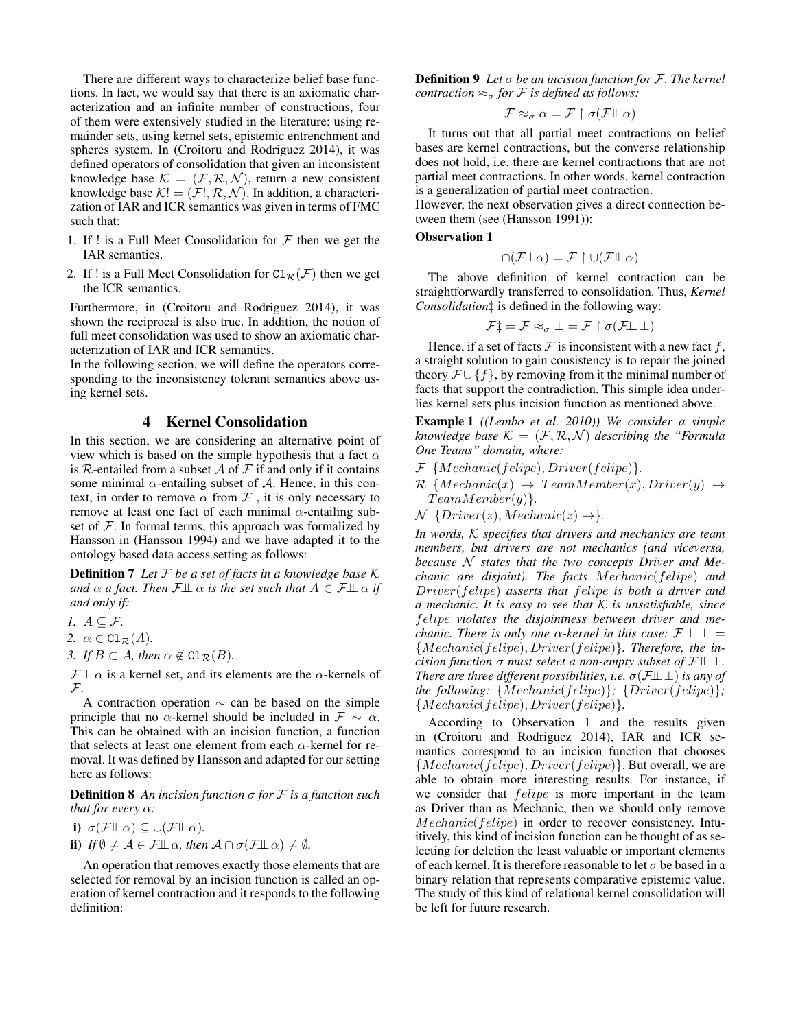There are different ways to characterize belief base functions. In fact, we would say that there is an axiomatic characterization and an infinite number of constructions, four of them were extensively studied in the literature: using remainder sets, using kernel sets, epistemic entrenchment and spheres system. In (Croitoru and Rodriguez 2014), it was defined operators of consolidation that given an inconsistent knowledge base $\mathcal{K} = (\mathcal{F}, \mathcal{R}, \mathcal{N})$, return a new consistent knowledge base $\mathcal{K}! = (\mathcal{F}!, \mathcal{R}, \mathcal{N})$. In addition, a characterization of IAR and ICR semantics was given in terms of FMC such that:

1. If ! is a Full Meet Consolidation for $\mathcal{F}$ then we get the IAR semantics.
2. If ! is a Full Meet Consolidation for $\mathtt{Cl}_{\mathcal{R}}(\mathcal{F})$ then we get the ICR semantics.

Furthermore, in (Croitoru and Rodriguez 2014), it was shown the reciprocal is also true. In addition, the notion of full meet consolidation was used to show an axiomatic characterization of IAR and ICR semantics.

In the following section, we will define the operators corresponding to the inconsistency tolerant semantics above using kernel sets.

# 4 Kernel Consolidation

In this section, we are considering an alternative point of view which is based on the simple hypothesis that a fact $\alpha$ is $\mathcal{R}$-entailed from a subset $\mathcal{A}$ of $\mathcal{F}$ if and only if it contains some minimal $\alpha$-entailing subset of $\mathcal{A}$. Hence, in this context, in order to remove $\alpha$ from $\mathcal{F}$ , it is only necessary to remove at least one fact of each minimal $\alpha$-entailing subset of $\mathcal{F}$. In formal terms, this approach was formalized by Hansson in (Hansson 1994) and we have adapted it to the ontology based data access setting as follows:

**Definition 7** *Let $\mathcal{F}$ be a set of facts in a knowledge base $\mathcal{K}$ and $\alpha$ a fact. Then $\mathcal{F} \perp\!\!\!\perp \alpha$ is the set such that $A \in \mathcal{F} \perp\!\!\!\perp \alpha$ if and only if:*

1. *$A \subseteq \mathcal{F}$.*
2. *$\alpha \in \mathtt{Cl}_{\mathcal{R}}(A)$.*
3. *If $B \subset A$, then $\alpha \notin \mathtt{Cl}_{\mathcal{R}}(B)$.*

$\mathcal{F} \perp\!\!\!\perp \alpha$ is a kernel set, and its elements are the $\alpha$-kernels of $\mathcal{F}$.

A contraction operation $\sim$ can be based on the simple principle that no $\alpha$-kernel should be included in $\mathcal{F} \sim \alpha$. This can be obtained with an incision function, a function that selects at least one element from each $\alpha$-kernel for removal. It was defined by Hansson and adapted for our setting here as follows:

**Definition 8** *An incision function $\sigma$ for $\mathcal{F}$ is a function such that for every $\alpha$:*

**i)** $\sigma(\mathcal{F} \perp\!\!\!\perp \alpha) \subseteq \cup(\mathcal{F} \perp\!\!\!\perp \alpha)$.

**ii)** *If $\emptyset \neq \mathcal{A} \in \mathcal{F} \perp\!\!\!\perp \alpha$, then $\mathcal{A} \cap \sigma(\mathcal{F} \perp\!\!\!\perp \alpha) \neq \emptyset$.*

An operation that removes exactly those elements that are selected for removal by an incision function is called an operation of kernel contraction and it responds to the following definition:

**Definition 9** *Let $\sigma$ be an incision function for $\mathcal{F}$. The kernel contraction $\approx_\sigma$ for $\mathcal{F}$ is defined as follows:*

$$\mathcal{F} \approx_\sigma \alpha = \mathcal{F} \upharpoonright \sigma(\mathcal{F} \perp\!\!\!\perp \alpha)$$

It turns out that all partial meet contractions on belief bases are kernel contractions, but the converse relationship does not hold, i.e. there are kernel contractions that are not partial meet contractions. In other words, kernel contraction is a generalization of partial meet contraction.

However, the next observation gives a direct connection between them (see (Hansson 1991)):

**Observation 1**

$$\cap(\mathcal{F} \perp \alpha) = \mathcal{F} \upharpoonright \cup(\mathcal{F} \perp\!\!\!\perp \alpha)$$

The above definition of kernel contraction can be straightforwardly transferred to consolidation. Thus, *Kernel Consolidation*‡ is defined in the following way:

$$\mathcal{F}\ddagger = \mathcal{F} \approx_\sigma \perp = \mathcal{F} \upharpoonright \sigma(\mathcal{F} \perp\!\!\!\perp \perp)$$

Hence, if a set of facts $\mathcal{F}$ is inconsistent with a new fact $f$, a straight solution to gain consistency is to repair the joined theory $\mathcal{F} \cup \{f\}$, by removing from it the minimal number of facts that support the contradiction. This simple idea underlies kernel sets plus incision function as mentioned above.

**Example 1** *((Lembo et al. 2010)) We consider a simple knowledge base $\mathcal{K} = (\mathcal{F}, \mathcal{R}, \mathcal{N})$ describing the "Formula One Teams" domain, where:*

$\mathcal{F}$ $\{Mechanic(felipe), Driver(felipe)\}$.

$\mathcal{R}$ $\{Mechanic(x) \rightarrow TeamMember(x), Driver(y) \rightarrow TeamMember(y)\}$.

$\mathcal{N}$ $\{Driver(z), Mechanic(z) \rightarrow\}$.

*In words, $\mathcal{K}$ specifies that drivers and mechanics are team members, but drivers are not mechanics (and viceversa, because $\mathcal{N}$ states that the two concepts Driver and Mechanic are disjoint). The facts $Mechanic(felipe)$ and $Driver(felipe)$ asserts that $felipe$ is both a driver and a mechanic. It is easy to see that $\mathcal{K}$ is unsatisfiable, since $felipe$ violates the disjointness between driver and mechanic. There is only one $\alpha$-kernel in this case: $\mathcal{F} \perp\!\!\!\perp \perp = \{Mechanic(felipe), Driver(felipe)\}$. Therefore, the incision function $\sigma$ must select a non-empty subset of $\mathcal{F} \perp\!\!\!\perp \perp$. There are three different possibilities, i.e. $\sigma(\mathcal{F} \perp\!\!\!\perp \perp)$ is any of the following: $\{Mechanic(felipe)\}$; $\{Driver(felipe)\}$; $\{Mechanic(felipe), Driver(felipe)\}$.*

According to Observation 1 and the results given in (Croitoru and Rodriguez 2014), IAR and ICR semantics correspond to an incision function that chooses $\{Mechanic(felipe), Driver(felipe)\}$. But overall, we are able to obtain more interesting results. For instance, if we consider that $felipe$ is more important in the team as Driver than as Mechanic, then we should only remove $Mechanic(felipe)$ in order to recover consistency. Intuitively, this kind of incision function can be thought of as selecting for deletion the least valuable or important elements of each kernel. It is therefore reasonable to let $\sigma$ be based in a binary relation that represents comparative epistemic value. The study of this kind of relational kernel consolidation will be left for future research.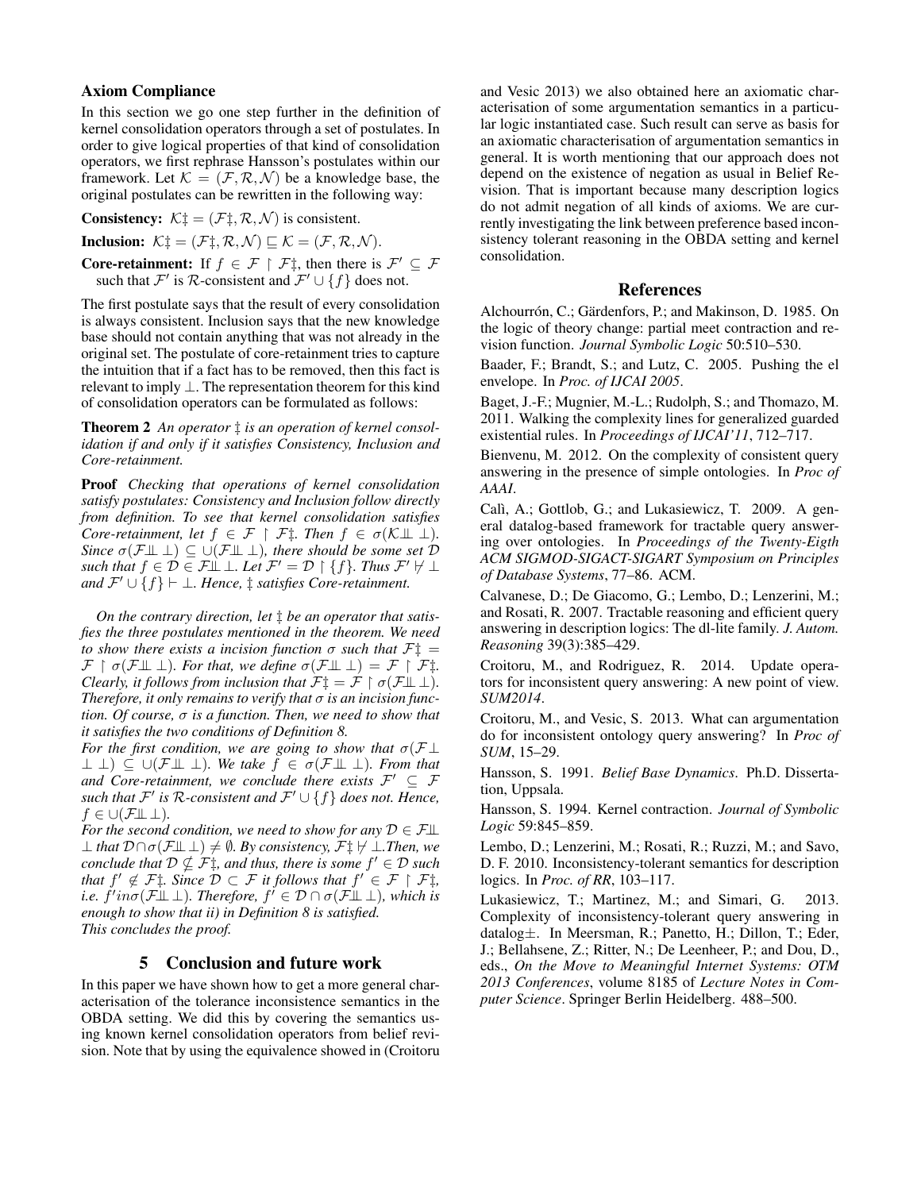### Axiom Compliance

In this section we go one step further in the definition of kernel consolidation operators through a set of postulates. In order to give logical properties of that kind of consolidation operators, we first rephrase Hansson's postulates within our framework. Let $\mathcal{K} = (\mathcal{F}, \mathcal{R}, \mathcal{N})$ be a knowledge base, the original postulates can be rewritten in the following way:

**Consistency:** $\mathcal{K}\ddagger = (\mathcal{F}\ddagger, \mathcal{R}, \mathcal{N})$ is consistent.

**Inclusion:** $\mathcal{K}\ddagger = (\mathcal{F}\ddagger, \mathcal{R}, \mathcal{N}) \sqsubseteq \mathcal{K} = (\mathcal{F}, \mathcal{R}, \mathcal{N})$.

**Core-retainment:** If $f \in \mathcal{F} \upharpoonright \mathcal{F}\ddagger$, then there is $\mathcal{F}' \subseteq \mathcal{F}$ such that $\mathcal{F}'$ is $\mathcal{R}$-consistent and $\mathcal{F}' \cup \{f\}$ does not.

The first postulate says that the result of every consolidation is always consistent. Inclusion says that the new knowledge base should not contain anything that was not already in the original set. The postulate of core-retainment tries to capture the intuition that if a fact has to be removed, then this fact is relevant to imply $\bot$. The representation theorem for this kind of consolidation operators can be formulated as follows:

**Theorem 2** *An operator $\ddagger$ is an operation of kernel consolidation if and only if it satisfies Consistency, Inclusion and Core-retainment.*

**Proof** *Checking that operations of kernel consolidation satisfy postulates: Consistency and Inclusion follow directly from definition. To see that kernel consolidation satisfies Core-retainment, let $f \in \mathcal{F} \upharpoonright \mathcal{F}\ddagger$. Then $f \in \sigma(\mathcal{K} \perp\!\!\!\perp \bot)$. Since $\sigma(\mathcal{F} \perp\!\!\!\perp \bot) \subseteq \cup(\mathcal{F} \perp\!\!\!\perp \bot)$, there should be some set $\mathcal{D}$ such that $f \in \mathcal{D} \in \mathcal{F} \perp\!\!\!\perp \bot$. Let $\mathcal{F}' = \mathcal{D} \upharpoonright \{f\}$. Thus $\mathcal{F}' \not\vdash \bot$ and $\mathcal{F}' \cup \{f\} \vdash \bot$. Hence, $\ddagger$ satisfies Core-retainment.*

*On the contrary direction, let $\ddagger$ be an operator that satisfies the three postulates mentioned in the theorem. We need to show there exists a incision function $\sigma$ such that $\mathcal{F}\ddagger = \mathcal{F} \upharpoonright \sigma(\mathcal{F} \perp\!\!\!\perp \bot)$. For that, we define $\sigma(\mathcal{F} \perp\!\!\!\perp \bot) = \mathcal{F} \upharpoonright \mathcal{F}\ddagger$. Clearly, it follows from inclusion that $\mathcal{F}\ddagger = \mathcal{F} \upharpoonright \sigma(\mathcal{F} \perp\!\!\!\perp \bot)$. Therefore, it only remains to verify that $\sigma$ is an incision function. Of course, $\sigma$ is a function. Then, we need to show that it satisfies the two conditions of Definition 8.*

*For the first condition, we are going to show that $\sigma(\mathcal{F} \perp \perp \bot) \subseteq \cup(\mathcal{F} \perp\!\!\!\perp \bot)$. We take $f \in \sigma(\mathcal{F} \perp\!\!\!\perp \bot)$. From that and Core-retainment, we conclude there exists $\mathcal{F}' \subseteq \mathcal{F}$ such that $\mathcal{F}'$ is $\mathcal{R}$-consistent and $\mathcal{F}' \cup \{f\}$ does not. Hence, $f \in \cup(\mathcal{F} \perp\!\!\!\perp \bot)$.*

*For the second condition, we need to show for any $\mathcal{D} \in \mathcal{F} \perp\!\!\!\perp \bot$ that $\mathcal{D} \cap \sigma(\mathcal{F} \perp\!\!\!\perp \bot) \neq \emptyset$. By consistency, $\mathcal{F}\ddagger \not\vdash \bot$.Then, we conclude that $\mathcal{D} \not\subseteq \mathcal{F}\ddagger$, and thus, there is some $f' \in \mathcal{D}$ such that $f' \notin \mathcal{F}\ddagger$. Since $\mathcal{D} \subset \mathcal{F}$ it follows that $f' \in \mathcal{F} \upharpoonright \mathcal{F}\ddagger$, i.e. $f' in \sigma(\mathcal{F} \perp\!\!\!\perp \bot)$. Therefore, $f' \in \mathcal{D} \cap \sigma(\mathcal{F} \perp\!\!\!\perp \bot)$, which is enough to show that ii) in Definition 8 is satisfied.*

*This concludes the proof.*

## 5 Conclusion and future work

In this paper we have shown how to get a more general characterisation of the tolerance inconsistence semantics in the OBDA setting. We did this by covering the semantics using known kernel consolidation operators from belief revision. Note that by using the equivalence showed in (Croitoru and Vesic 2013) we also obtained here an axiomatic characterisation of some argumentation semantics in a particular logic instantiated case. Such result can serve as basis for an axiomatic characterisation of argumentation semantics in general. It is worth mentioning that our approach does not depend on the existence of negation as usual in Belief Revision. That is important because many description logics do not admit negation of all kinds of axioms. We are currently investigating the link between preference based inconsistency tolerant reasoning in the OBDA setting and kernel consolidation.

## References

Alchourrón, C.; Gärdenfors, P.; and Makinson, D. 1985. On the logic of theory change: partial meet contraction and revision function. *Journal Symbolic Logic* 50:510–530.

Baader, F.; Brandt, S.; and Lutz, C. 2005. Pushing the el envelope. In *Proc. of IJCAI 2005*.

Baget, J.-F.; Mugnier, M.-L.; Rudolph, S.; and Thomazo, M. 2011. Walking the complexity lines for generalized guarded existential rules. In *Proceedings of IJCAI'11*, 712–717.

Bienvenu, M. 2012. On the complexity of consistent query answering in the presence of simple ontologies. In *Proc of AAAI*.

Calì, A.; Gottlob, G.; and Lukasiewicz, T. 2009. A general datalog-based framework for tractable query answering over ontologies. In *Proceedings of the Twenty-Eigth ACM SIGMOD-SIGACT-SIGART Symposium on Principles of Database Systems*, 77–86. ACM.

Calvanese, D.; De Giacomo, G.; Lembo, D.; Lenzerini, M.; and Rosati, R. 2007. Tractable reasoning and efficient query answering in description logics: The dl-lite family. *J. Autom. Reasoning* 39(3):385–429.

Croitoru, M., and Rodriguez, R. 2014. Update operators for inconsistent query answering: A new point of view. *SUM2014*.

Croitoru, M., and Vesic, S. 2013. What can argumentation do for inconsistent ontology query answering? In *Proc of SUM*, 15–29.

Hansson, S. 1991. *Belief Base Dynamics*. Ph.D. Dissertation, Uppsala.

Hansson, S. 1994. Kernel contraction. *Journal of Symbolic Logic* 59:845–859.

Lembo, D.; Lenzerini, M.; Rosati, R.; Ruzzi, M.; and Savo, D. F. 2010. Inconsistency-tolerant semantics for description logics. In *Proc. of RR*, 103–117.

Lukasiewicz, T.; Martinez, M.; and Simari, G. 2013. Complexity of inconsistency-tolerant query answering in datalog±. In Meersman, R.; Panetto, H.; Dillon, T.; Eder, J.; Bellahsene, Z.; Ritter, N.; De Leenheer, P.; and Dou, D., eds., *On the Move to Meaningful Internet Systems: OTM 2013 Conferences*, volume 8185 of *Lecture Notes in Computer Science*. Springer Berlin Heidelberg. 488–500.